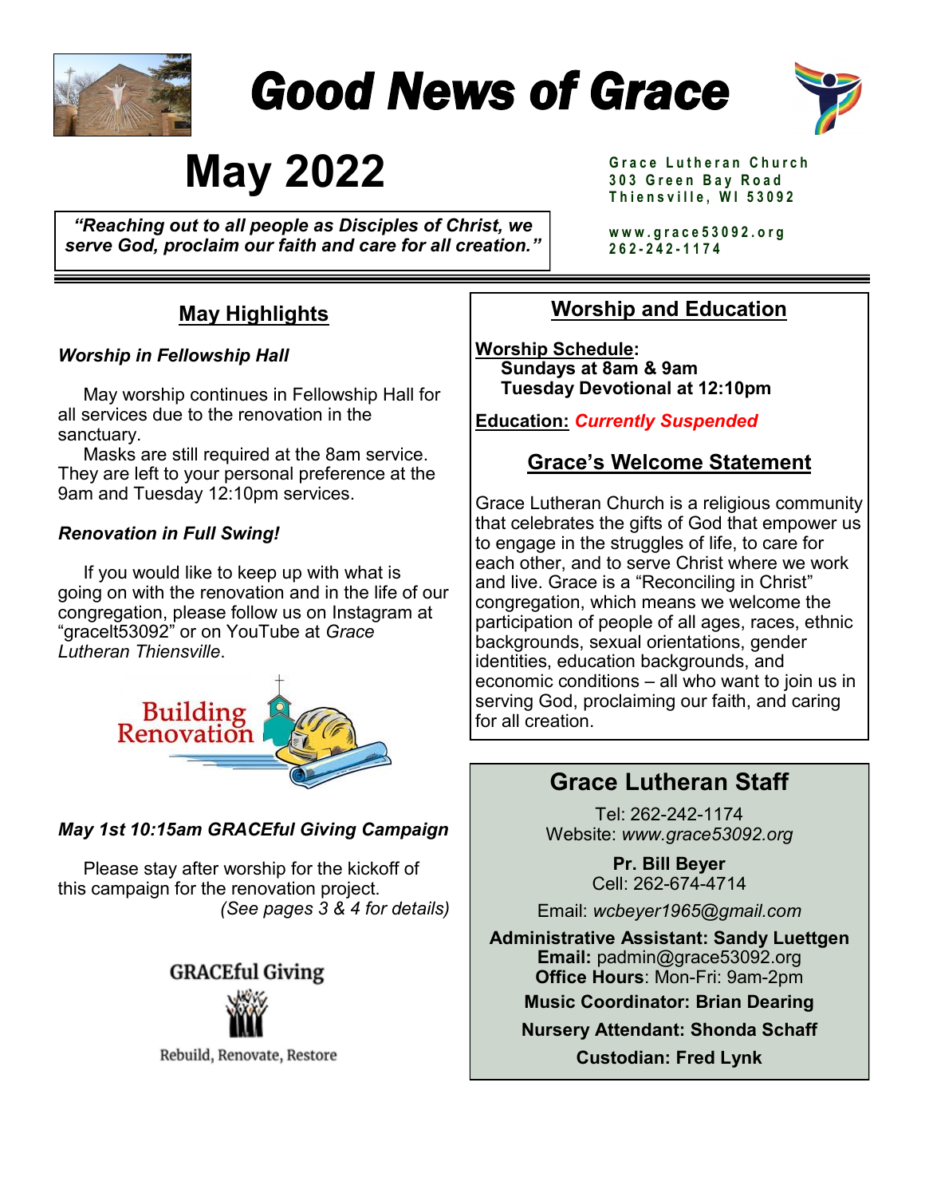# Good News of Grace

# May 2022

*"Reaching out to all people as Disciples of Christ, we serve God, proclaim our faith and care for all creation."*

Grace Lutheran Church
303 Green Bay Road
Thiensville, WI 53092

www.grace53092.org
262-242-1174

## May Highlights

***Worship in Fellowship Hall***

May worship continues in Fellowship Hall for all services due to the renovation in the sanctuary.

Masks are still required at the 8am service. They are left to your personal preference at the 9am and Tuesday 12:10pm services.

***Renovation in Full Swing!***

If you would like to keep up with what is going on with the renovation and in the life of our congregation, please follow us on Instagram at "gracelt53092" or on YouTube at *Grace Lutheran Thiensville*.

Building Renovation

***May 1st 10:15am GRACEful Giving Campaign***

Please stay after worship for the kickoff of this campaign for the renovation project.
*(See pages 3 & 4 for details)*

GRACEful Giving

Rebuild, Renovate, Restore

## Worship and Education

**Worship Schedule:**
**Sundays at 8am & 9am**
**Tuesday Devotional at 12:10pm**

**Education:** ***Currently Suspended***

## Grace's Welcome Statement

Grace Lutheran Church is a religious community that celebrates the gifts of God that empower us to engage in the struggles of life, to care for each other, and to serve Christ where we work and live. Grace is a "Reconciling in Christ" congregation, which means we welcome the participation of people of all ages, races, ethnic backgrounds, sexual orientations, gender identities, education backgrounds, and economic conditions – all who want to join us in serving God, proclaiming our faith, and caring for all creation.

## Grace Lutheran Staff

Tel: 262-242-1174
Website: *www.grace53092.org*

**Pr. Bill Beyer**
Cell: 262-674-4714

Email: *wcbeyer1965@gmail.com*

**Administrative Assistant: Sandy Luettgen**
**Email:** padmin@grace53092.org
**Office Hours**: Mon-Fri: 9am-2pm

**Music Coordinator: Brian Dearing**

**Nursery Attendant: Shonda Schaff**

**Custodian: Fred Lynk**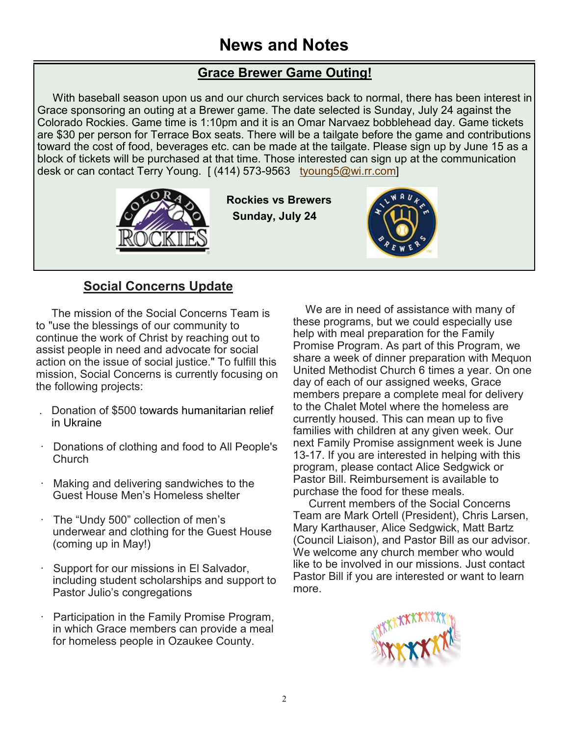# News and Notes

## Grace Brewer Game Outing!

With baseball season upon us and our church services back to normal, there has been interest in Grace sponsoring an outing at a Brewer game. The date selected is Sunday, July 24 against the Colorado Rockies. Game time is 1:10pm and it is an Omar Narvaez bobblehead day. Game tickets are $30 per person for Terrace Box seats. There will be a tailgate before the game and contributions toward the cost of food, beverages etc. can be made at the tailgate. Please sign up by June 15 as a block of tickets will be purchased at that time. Those interested can sign up at the communication desk or can contact Terry Young. [ (414) 573-9563 tyoung5@wi.rr.com]

**Rockies vs Brewers**
**Sunday, July 24**

## Social Concerns Update

The mission of the Social Concerns Team is to "use the blessings of our community to continue the work of Christ by reaching out to assist people in need and advocate for social action on the issue of social justice." To fulfill this mission, Social Concerns is currently focusing on the following projects:

- Donation of $500 towards humanitarian relief in Ukraine
- Donations of clothing and food to All People's Church
- Making and delivering sandwiches to the Guest House Men's Homeless shelter
- The "Undy 500" collection of men's underwear and clothing for the Guest House (coming up in May!)
- Support for our missions in El Salvador, including student scholarships and support to Pastor Julio's congregations
- Participation in the Family Promise Program, in which Grace members can provide a meal for homeless people in Ozaukee County.

We are in need of assistance with many of these programs, but we could especially use help with meal preparation for the Family Promise Program. As part of this Program, we share a week of dinner preparation with Mequon United Methodist Church 6 times a year. On one day of each of our assigned weeks, Grace members prepare a complete meal for delivery to the Chalet Motel where the homeless are currently housed. This can mean up to five families with children at any given week. Our next Family Promise assignment week is June 13-17. If you are interested in helping with this program, please contact Alice Sedgwick or Pastor Bill. Reimbursement is available to purchase the food for these meals.

Current members of the Social Concerns Team are Mark Ortell (President), Chris Larsen, Mary Karthauser, Alice Sedgwick, Matt Bartz (Council Liaison), and Pastor Bill as our advisor. We welcome any church member who would like to be involved in our missions. Just contact Pastor Bill if you are interested or want to learn more.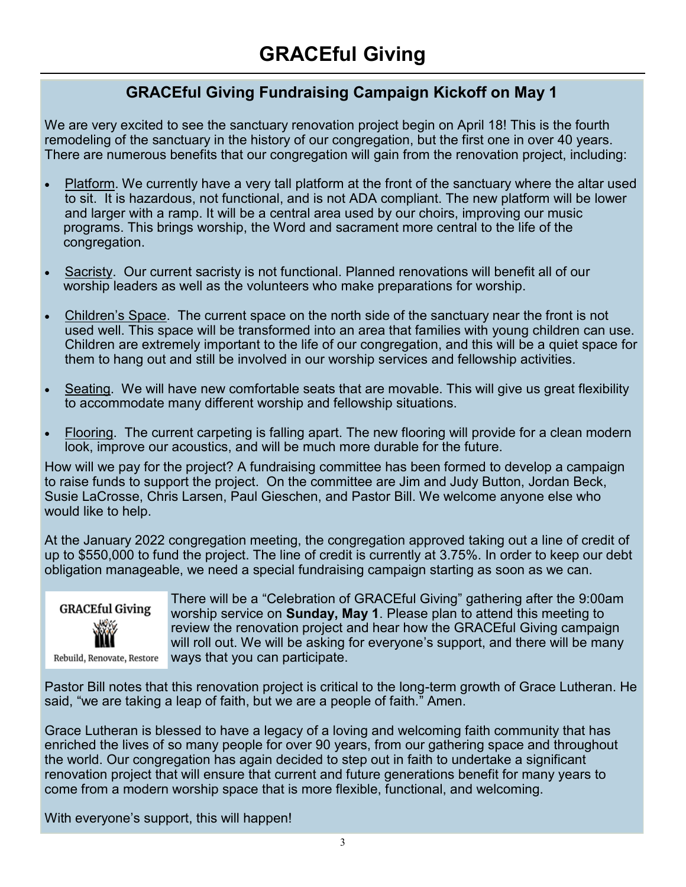# GRACEful Giving

## GRACEful Giving Fundraising Campaign Kickoff on May 1

We are very excited to see the sanctuary renovation project begin on April 18! This is the fourth remodeling of the sanctuary in the history of our congregation, but the first one in over 40 years. There are numerous benefits that our congregation will gain from the renovation project, including:

- Platform. We currently have a very tall platform at the front of the sanctuary where the altar used to sit. It is hazardous, not functional, and is not ADA compliant. The new platform will be lower and larger with a ramp. It will be a central area used by our choirs, improving our music programs. This brings worship, the Word and sacrament more central to the life of the congregation.
- Sacristy. Our current sacristy is not functional. Planned renovations will benefit all of our worship leaders as well as the volunteers who make preparations for worship.
- Children's Space. The current space on the north side of the sanctuary near the front is not used well. This space will be transformed into an area that families with young children can use. Children are extremely important to the life of our congregation, and this will be a quiet space for them to hang out and still be involved in our worship services and fellowship activities.
- Seating. We will have new comfortable seats that are movable. This will give us great flexibility to accommodate many different worship and fellowship situations.
- Flooring. The current carpeting is falling apart. The new flooring will provide for a clean modern look, improve our acoustics, and will be much more durable for the future.

How will we pay for the project? A fundraising committee has been formed to develop a campaign to raise funds to support the project. On the committee are Jim and Judy Button, Jordan Beck, Susie LaCrosse, Chris Larsen, Paul Gieschen, and Pastor Bill. We welcome anyone else who would like to help.

At the January 2022 congregation meeting, the congregation approved taking out a line of credit of up to $550,000 to fund the project. The line of credit is currently at 3.75%. In order to keep our debt obligation manageable, we need a special fundraising campaign starting as soon as we can.

GRACEful Giving

Rebuild, Renovate, Restore

There will be a "Celebration of GRACEful Giving" gathering after the 9:00am worship service on **Sunday, May 1**. Please plan to attend this meeting to review the renovation project and hear how the GRACEful Giving campaign will roll out. We will be asking for everyone's support, and there will be many ways that you can participate.

Pastor Bill notes that this renovation project is critical to the long-term growth of Grace Lutheran. He said, "we are taking a leap of faith, but we are a people of faith." Amen.

Grace Lutheran is blessed to have a legacy of a loving and welcoming faith community that has enriched the lives of so many people for over 90 years, from our gathering space and throughout the world. Our congregation has again decided to step out in faith to undertake a significant renovation project that will ensure that current and future generations benefit for many years to come from a modern worship space that is more flexible, functional, and welcoming.

With everyone's support, this will happen!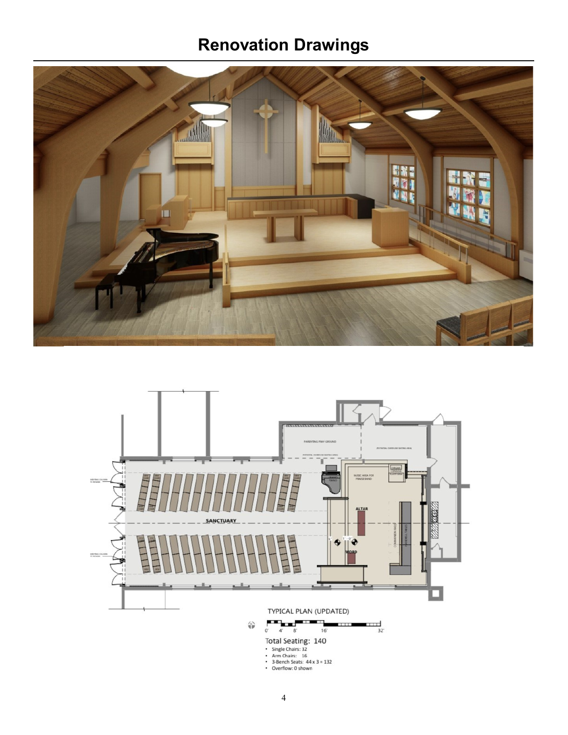# Renovation Drawings

TYPICAL PLAN (UPDATED)

0' 4' 8' 16' 32'

Total Seating: 140

- Single Chairs: 32
- Arm Chairs: 16
- 3-Bench Seats: 44 x 3 = 132
- Overflow: 0 shown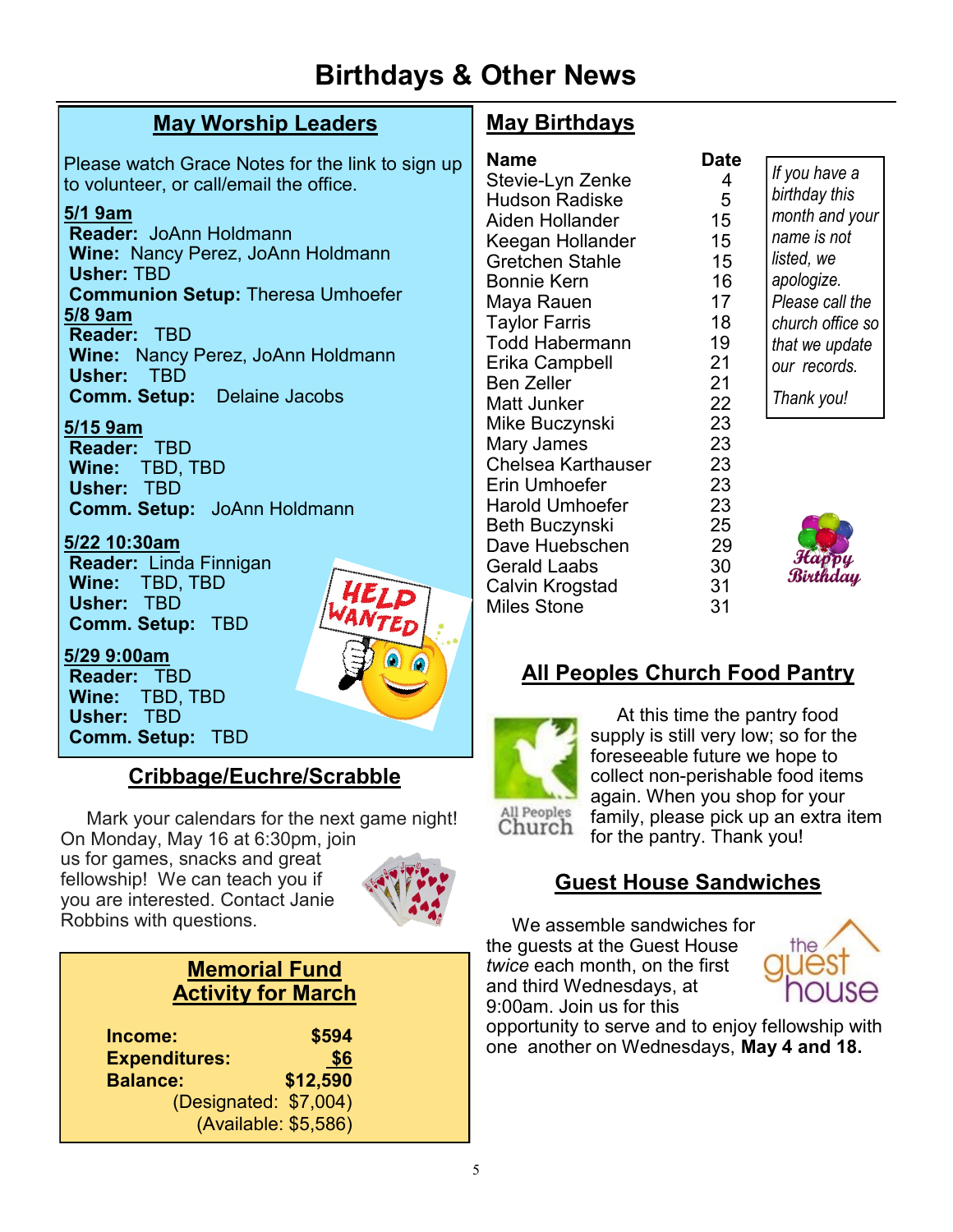# Birthdays & Other News

## May Worship Leaders

Please watch Grace Notes for the link to sign up to volunteer, or call/email the office.

**5/1 9am**
**Reader:** JoAnn Holdmann
**Wine:** Nancy Perez, JoAnn Holdmann
**Usher:** TBD
**Communion Setup:** Theresa Umhoefer

**5/8 9am**
**Reader:** TBD
**Wine:** Nancy Perez, JoAnn Holdmann
**Usher:** TBD
**Comm. Setup:** Delaine Jacobs

**5/15 9am**
**Reader:** TBD
**Wine:** TBD, TBD
**Usher:** TBD
**Comm. Setup:** JoAnn Holdmann

**5/22 10:30am**
**Reader:** Linda Finnigan
**Wine:** TBD, TBD
**Usher:** TBD
**Comm. Setup:** TBD

**5/29 9:00am**
**Reader:** TBD
**Wine:** TBD, TBD
**Usher:** TBD
**Comm. Setup:** TBD

## Cribbage/Euchre/Scrabble

Mark your calendars for the next game night! On Monday, May 16 at 6:30pm, join us for games, snacks and great fellowship! We can teach you if you are interested. Contact Janie Robbins with questions.

## Memorial Fund Activity for March

| | |
|---|---|
| **Income:** | **$594** |
| **Expenditures:** | **$6** |
| **Balance:** | **$12,590** |
| | (Designated: $7,004) |
| | (Available: $5,586) |

## May Birthdays

| Name | Date |
|---|---|
| Stevie-Lyn Zenke | 4 |
| Hudson Radiske | 5 |
| Aiden Hollander | 15 |
| Keegan Hollander | 15 |
| Gretchen Stahle | 15 |
| Bonnie Kern | 16 |
| Maya Rauen | 17 |
| Taylor Farris | 18 |
| Todd Habermann | 19 |
| Erika Campbell | 21 |
| Ben Zeller | 21 |
| Matt Junker | 22 |
| Mike Buczynski | 23 |
| Mary James | 23 |
| Chelsea Karthauser | 23 |
| Erin Umhoefer | 23 |
| Harold Umhoefer | 23 |
| Beth Buczynski | 25 |
| Dave Huebschen | 29 |
| Gerald Laabs | 30 |
| Calvin Krogstad | 31 |
| Miles Stone | 31 |

*If you have a birthday this month and your name is not listed, we apologize. Please call the church office so that we update our records.*

*Thank you!*

## All Peoples Church Food Pantry

At this time the pantry food supply is still very low; so for the foreseeable future we hope to collect non-perishable food items again. When you shop for your family, please pick up an extra item for the pantry. Thank you!

## Guest House Sandwiches

We assemble sandwiches for the guests at the Guest House *twice* each month, on the first and third Wednesdays, at 9:00am. Join us for this opportunity to serve and to enjoy fellowship with one another on Wednesdays, **May 4 and 18.**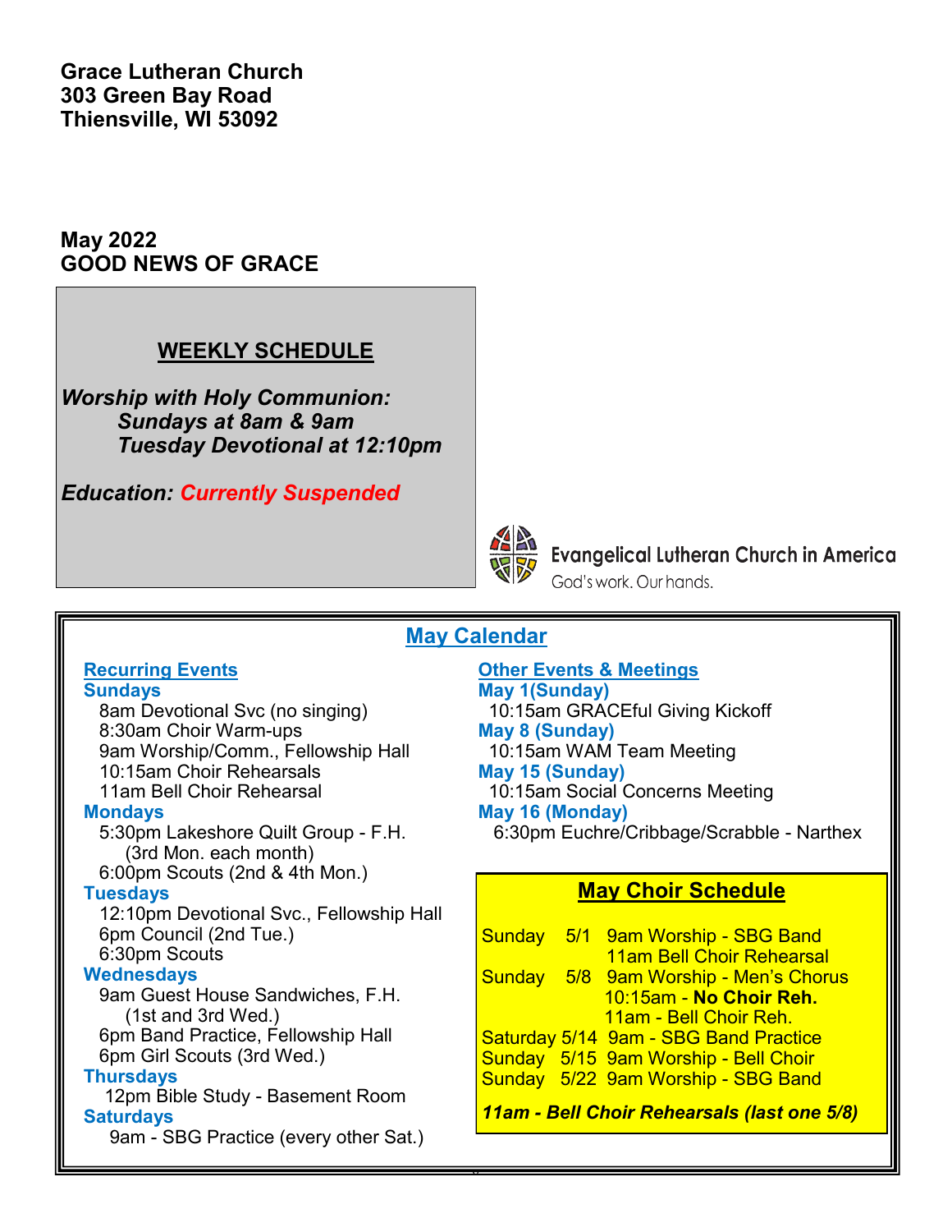**Grace Lutheran Church**
**303 Green Bay Road**
**Thiensville, WI 53092**

**May 2022**
**GOOD NEWS OF GRACE**

## WEEKLY SCHEDULE

***Worship with Holy Communion:***
***Sundays at 8am & 9am***
***Tuesday Devotional at 12:10pm***

***Education: Currently Suspended***

Evangelical Lutheran Church in America
God's work. Our hands.

## May Calendar

### Recurring Events

**Sundays**
- 8am Devotional Svc (no singing)
- 8:30am Choir Warm-ups
- 9am Worship/Comm., Fellowship Hall
- 10:15am Choir Rehearsals
- 11am Bell Choir Rehearsal

**Mondays**
- 5:30pm Lakeshore Quilt Group - F.H. (3rd Mon. each month)
- 6:00pm Scouts (2nd & 4th Mon.)

**Tuesdays**
- 12:10pm Devotional Svc., Fellowship Hall
- 6pm Council (2nd Tue.)
- 6:30pm Scouts

**Wednesdays**
- 9am Guest House Sandwiches, F.H. (1st and 3rd Wed.)
- 6pm Band Practice, Fellowship Hall
- 6pm Girl Scouts (3rd Wed.)

**Thursdays**
- 12pm Bible Study - Basement Room

**Saturdays**
- 9am - SBG Practice (every other Sat.)

### Other Events & Meetings

**May 1(Sunday)**
- 10:15am GRACEful Giving Kickoff

**May 8 (Sunday)**
- 10:15am WAM Team Meeting

**May 15 (Sunday)**
- 10:15am Social Concerns Meeting

**May 16 (Monday)**
- 6:30pm Euchre/Cribbage/Scrabble - Narthex

### May Choir Schedule

| | | |
|---|---|---|
| Sunday | 5/1 | 9am Worship - SBG Band |
| | | 11am Bell Choir Rehearsal |
| Sunday | 5/8 | 9am Worship - Men's Chorus |
| | | 10:15am - **No Choir Reh.** |
| | | 11am - Bell Choir Reh. |
| Saturday | 5/14 | 9am - SBG Band Practice |
| Sunday | 5/15 | 9am Worship - Bell Choir |
| Sunday | 5/22 | 9am Worship - SBG Band |

***11am - Bell Choir Rehearsals (last one 5/8)***